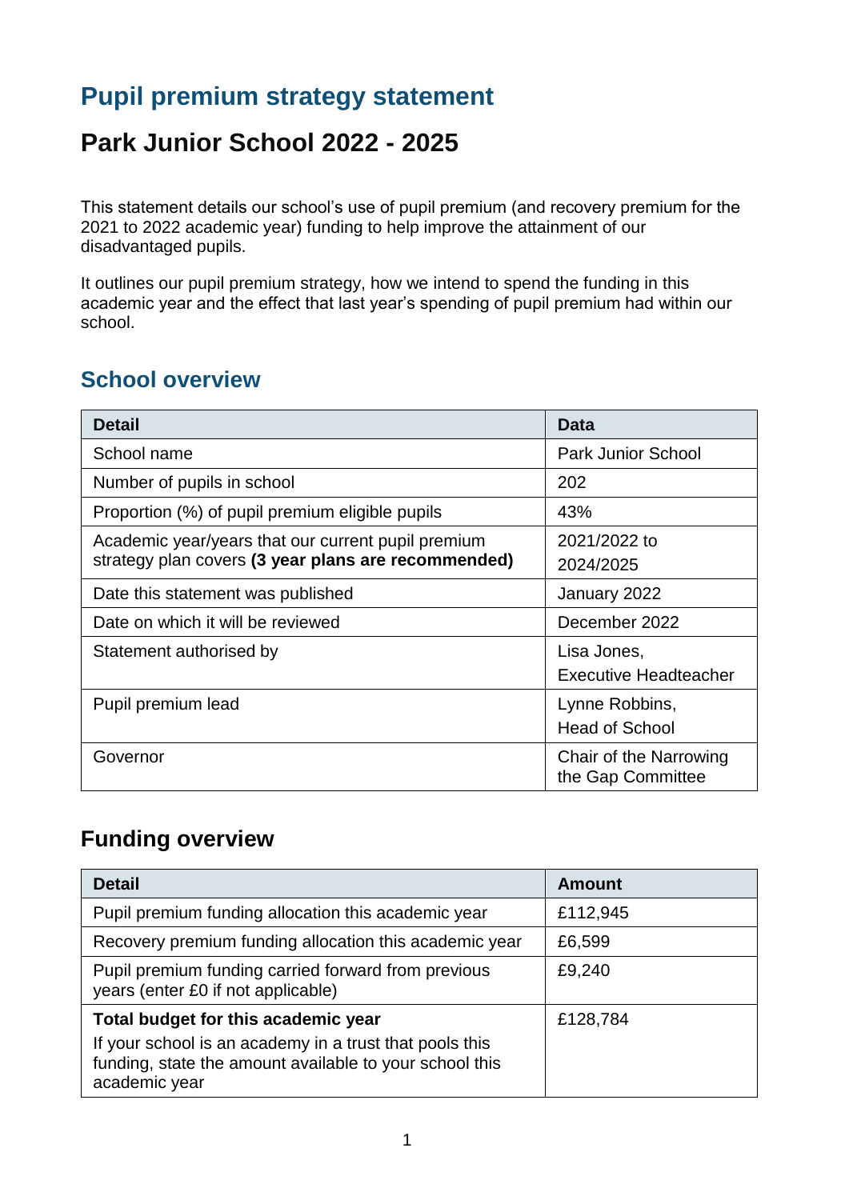# Pupil premium strategy statement

# Park Junior School 2022 - 2025

This statement details our school's use of pupil premium (and recovery premium for the 2021 to 2022 academic year) funding to help improve the attainment of our disadvantaged pupils.

It outlines our pupil premium strategy, how we intend to spend the funding in this academic year and the effect that last year's spending of pupil premium had within our school.

## School overview

| Detail | Data |
|---|---|
| School name | Park Junior School |
| Number of pupils in school | 202 |
| Proportion (%) of pupil premium eligible pupils | 43% |
| Academic year/years that our current pupil premium strategy plan covers **(3 year plans are recommended)** | 2021/2022 to 2024/2025 |
| Date this statement was published | January 2022 |
| Date on which it will be reviewed | December 2022 |
| Statement authorised by | Lisa Jones, Executive Headteacher |
| Pupil premium lead | Lynne Robbins, Head of School |
| Governor | Chair of the Narrowing the Gap Committee |

## Funding overview

| Detail | Amount |
|---|---|
| Pupil premium funding allocation this academic year | £112,945 |
| Recovery premium funding allocation this academic year | £6,599 |
| Pupil premium funding carried forward from previous years (enter £0 if not applicable) | £9,240 |
| **Total budget for this academic year** If your school is an academy in a trust that pools this funding, state the amount available to your school this academic year | £128,784 |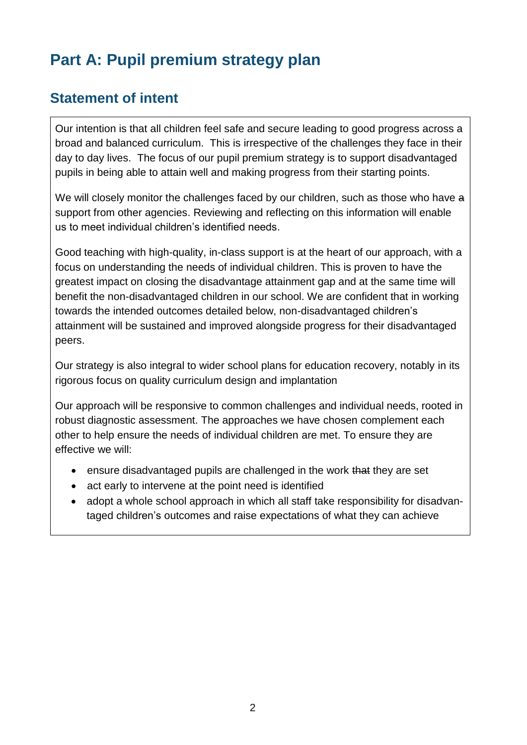# Part A: Pupil premium strategy plan

## Statement of intent

Our intention is that all children feel safe and secure leading to good progress across a broad and balanced curriculum.  This is irrespective of the challenges they face in their day to day lives.  The focus of our pupil premium strategy is to support disadvantaged pupils in being able to attain well and making progress from their starting points.

We will closely monitor the challenges faced by our children, such as those who have ~~a~~ support from other agencies. Reviewing and reflecting on this information will enable us to meet individual children's identified needs.

Good teaching with high-quality, in-class support is at the heart of our approach, with a focus on understanding the needs of individual children. This is proven to have the greatest impact on closing the disadvantage attainment gap and at the same time will benefit the non-disadvantaged children in our school. We are confident that in working towards the intended outcomes detailed below, non-disadvantaged children's attainment will be sustained and improved alongside progress for their disadvantaged peers.

Our strategy is also integral to wider school plans for education recovery, notably in its rigorous focus on quality curriculum design and implantation

Our approach will be responsive to common challenges and individual needs, rooted in robust diagnostic assessment. The approaches we have chosen complement each other to help ensure the needs of individual children are met. To ensure they are effective we will:

- ensure disadvantaged pupils are challenged in the work ~~that~~ they are set
- act early to intervene at the point need is identified
- adopt a whole school approach in which all staff take responsibility for disadvantaged children's outcomes and raise expectations of what they can achieve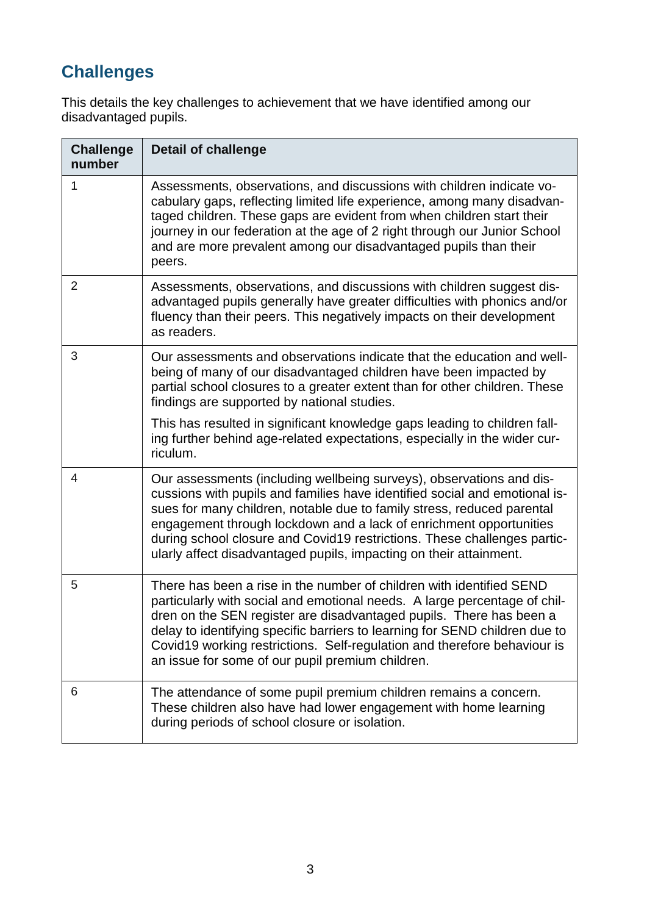## Challenges

This details the key challenges to achievement that we have identified among our disadvantaged pupils.

| Challenge number | Detail of challenge |
|---|---|
| 1 | Assessments, observations, and discussions with children indicate vocabulary gaps, reflecting limited life experience, among many disadvantaged children. These gaps are evident from when children start their journey in our federation at the age of 2 right through our Junior School and are more prevalent among our disadvantaged pupils than their peers. |
| 2 | Assessments, observations, and discussions with children suggest disadvantaged pupils generally have greater difficulties with phonics and/or fluency than their peers. This negatively impacts on their development as readers. |
| 3 | Our assessments and observations indicate that the education and wellbeing of many of our disadvantaged children have been impacted by partial school closures to a greater extent than for other children. These findings are supported by national studies.<br><br>This has resulted in significant knowledge gaps leading to children falling further behind age-related expectations, especially in the wider curriculum. |
| 4 | Our assessments (including wellbeing surveys), observations and discussions with pupils and families have identified social and emotional issues for many children, notable due to family stress, reduced parental engagement through lockdown and a lack of enrichment opportunities during school closure and Covid19 restrictions. These challenges particularly affect disadvantaged pupils, impacting on their attainment. |
| 5 | There has been a rise in the number of children with identified SEND particularly with social and emotional needs. A large percentage of children on the SEN register are disadvantaged pupils. There has been a delay to identifying specific barriers to learning for SEND children due to Covid19 working restrictions. Self-regulation and therefore behaviour is an issue for some of our pupil premium children. |
| 6 | The attendance of some pupil premium children remains a concern. These children also have had lower engagement with home learning during periods of school closure or isolation. |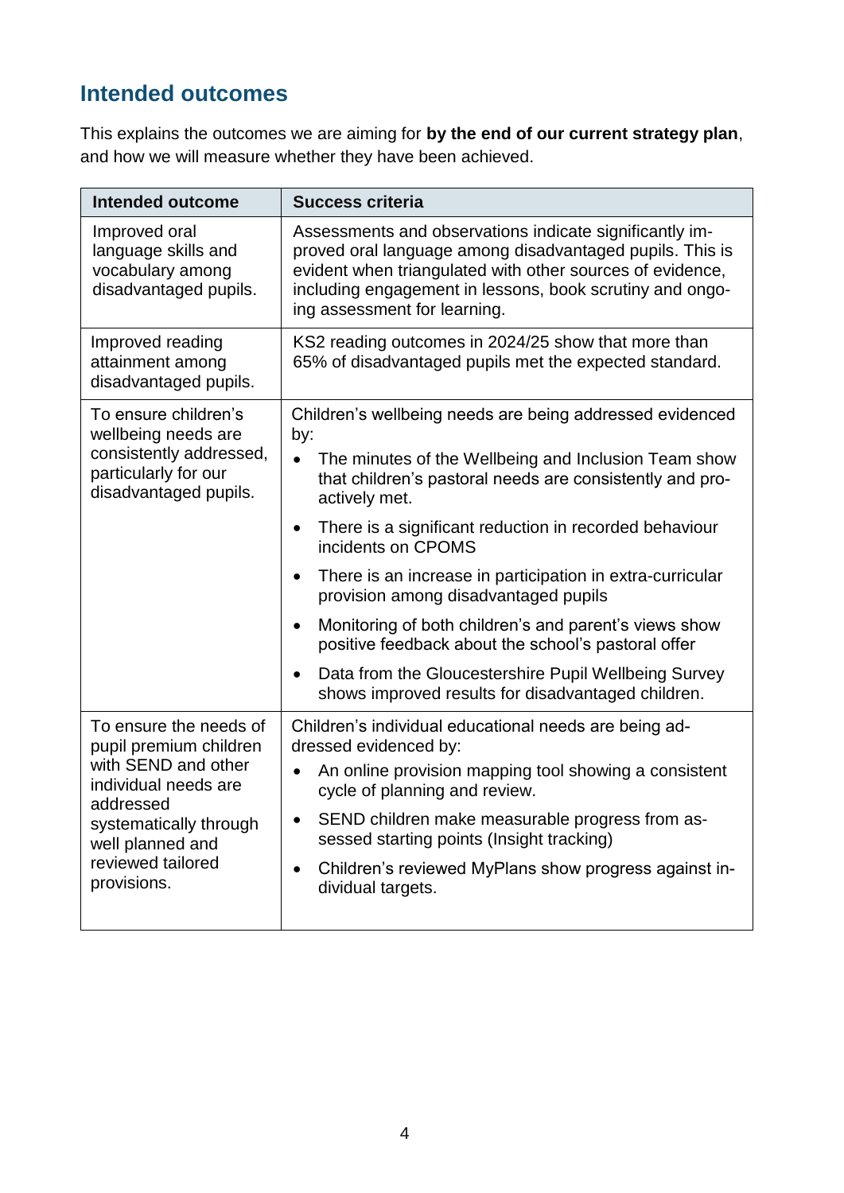## Intended outcomes

This explains the outcomes we are aiming for **by the end of our current strategy plan**, and how we will measure whether they have been achieved.

| Intended outcome | Success criteria |
|---|---|
| Improved oral language skills and vocabulary among disadvantaged pupils. | Assessments and observations indicate significantly improved oral language among disadvantaged pupils. This is evident when triangulated with other sources of evidence, including engagement in lessons, book scrutiny and ongoing assessment for learning. |
| Improved reading attainment among disadvantaged pupils. | KS2 reading outcomes in 2024/25 show that more than 65% of disadvantaged pupils met the expected standard. |
| To ensure children's wellbeing needs are consistently addressed, particularly for our disadvantaged pupils. | Children's wellbeing needs are being addressed evidenced by:<br>• The minutes of the Wellbeing and Inclusion Team show that children's pastoral needs are consistently and proactively met.<br>• There is a significant reduction in recorded behaviour incidents on CPOMS<br>• There is an increase in participation in extra-curricular provision among disadvantaged pupils<br>• Monitoring of both children's and parent's views show positive feedback about the school's pastoral offer<br>• Data from the Gloucestershire Pupil Wellbeing Survey shows improved results for disadvantaged children. |
| To ensure the needs of pupil premium children with SEND and other individual needs are addressed systematically through well planned and reviewed tailored provisions. | Children's individual educational needs are being addressed evidenced by:<br>• An online provision mapping tool showing a consistent cycle of planning and review.<br>• SEND children make measurable progress from assessed starting points (Insight tracking)<br>• Children's reviewed MyPlans show progress against individual targets. |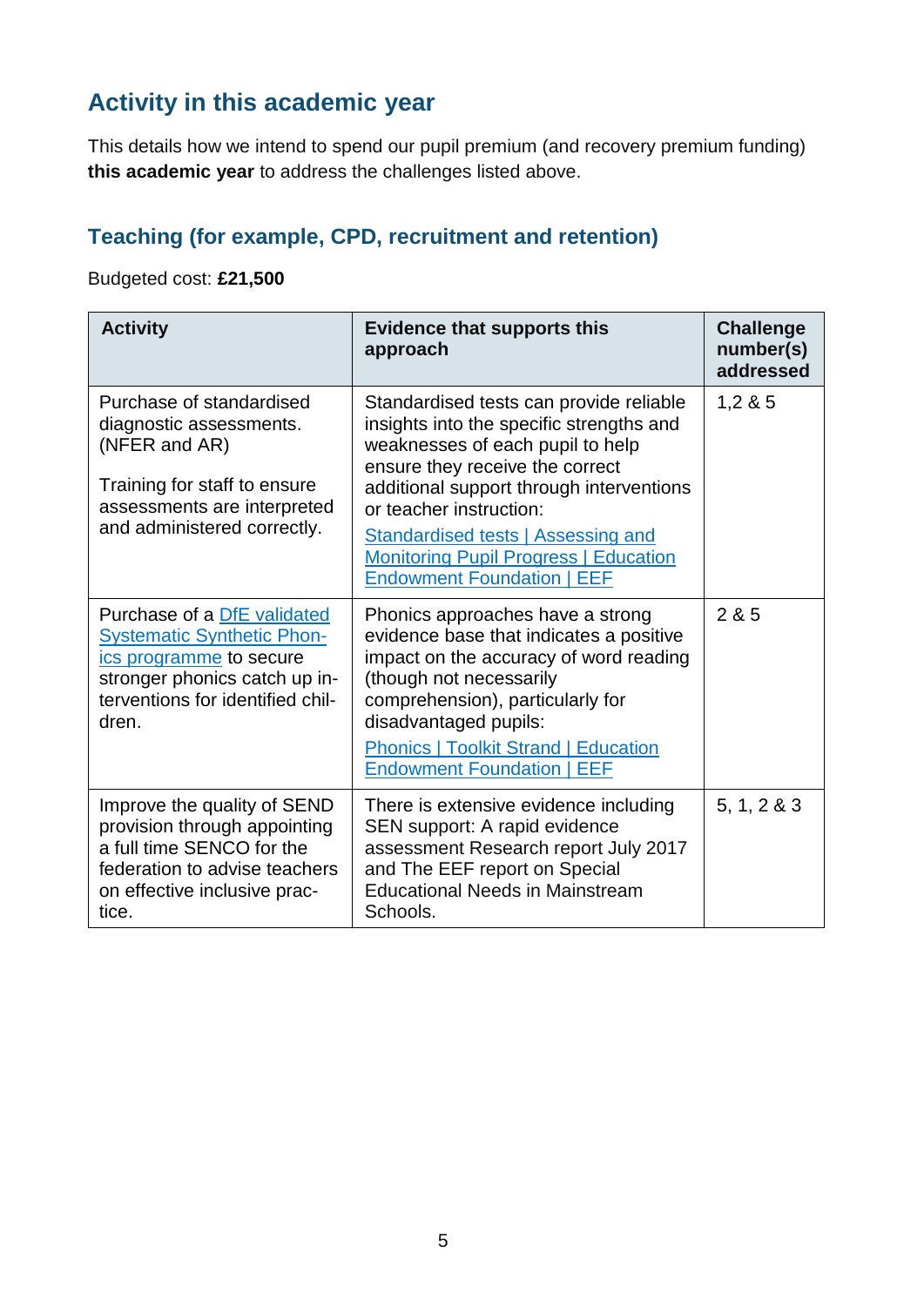## Activity in this academic year

This details how we intend to spend our pupil premium (and recovery premium funding) **this academic year** to address the challenges listed above.

### Teaching (for example, CPD, recruitment and retention)

Budgeted cost: **£21,500**

| Activity | Evidence that supports this approach | Challenge number(s) addressed |
|---|---|---|
| Purchase of standardised diagnostic assessments. (NFER and AR)<br><br>Training for staff to ensure assessments are interpreted and administered correctly. | Standardised tests can provide reliable insights into the specific strengths and weaknesses of each pupil to help ensure they receive the correct additional support through interventions or teacher instruction:<br><br>Standardised tests \| Assessing and Monitoring Pupil Progress \| Education Endowment Foundation \| EEF | 1,2 & 5 |
| Purchase of a DfE validated Systematic Synthetic Phonics programme to secure stronger phonics catch up interventions for identified children. | Phonics approaches have a strong evidence base that indicates a positive impact on the accuracy of word reading (though not necessarily comprehension), particularly for disadvantaged pupils:<br><br>Phonics \| Toolkit Strand \| Education Endowment Foundation \| EEF | 2 & 5 |
| Improve the quality of SEND provision through appointing a full time SENCO for the federation to advise teachers on effective inclusive practice. | There is extensive evidence including SEN support: A rapid evidence assessment Research report July 2017 and The EEF report on Special Educational Needs in Mainstream Schools. | 5, 1, 2 & 3 |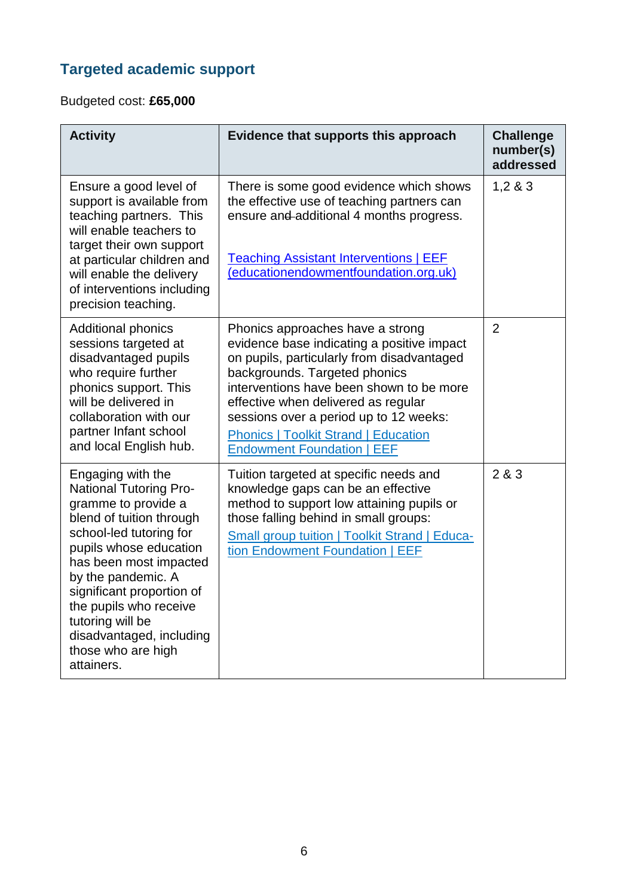## Targeted academic support

Budgeted cost: **£65,000**

| Activity | Evidence that supports this approach | Challenge number(s) addressed |
|---|---|---|
| Ensure a good level of support is available from teaching partners. This will enable teachers to target their own support at particular children and will enable the delivery of interventions including precision teaching. | There is some good evidence which shows the effective use of teaching partners can ensure and additional 4 months progress.<br><br>Teaching Assistant Interventions \| EEF (educationendowmentfoundation.org.uk) | 1,2 & 3 |
| Additional phonics sessions targeted at disadvantaged pupils who require further phonics support. This will be delivered in collaboration with our partner Infant school and local English hub. | Phonics approaches have a strong evidence base indicating a positive impact on pupils, particularly from disadvantaged backgrounds. Targeted phonics interventions have been shown to be more effective when delivered as regular sessions over a period up to 12 weeks:<br>Phonics \| Toolkit Strand \| Education Endowment Foundation \| EEF | 2 |
| Engaging with the National Tutoring Programme to provide a blend of tuition through school-led tutoring for pupils whose education has been most impacted by the pandemic. A significant proportion of the pupils who receive tutoring will be disadvantaged, including those who are high attainers. | Tuition targeted at specific needs and knowledge gaps can be an effective method to support low attaining pupils or those falling behind in small groups:<br>Small group tuition \| Toolkit Strand \| Education Endowment Foundation \| EEF | 2 & 3 |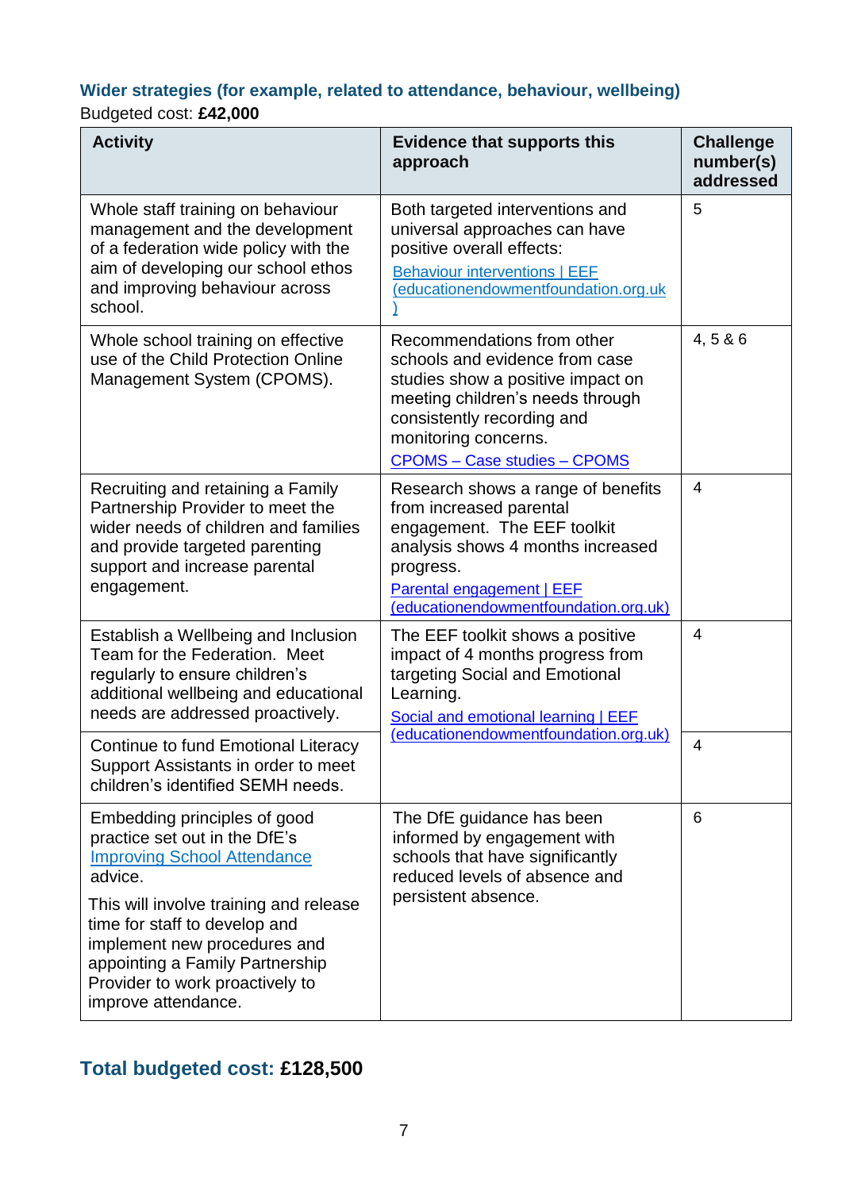### Wider strategies (for example, related to attendance, behaviour, wellbeing)

Budgeted cost: **£42,000**

| Activity | Evidence that supports this approach | Challenge number(s) addressed |
|---|---|---|
| Whole staff training on behaviour management and the development of a federation wide policy with the aim of developing our school ethos and improving behaviour across school. | Both targeted interventions and universal approaches can have positive overall effects: [Behaviour interventions \| EEF (educationendowmentfoundation.org.uk)] | 5 |
| Whole school training on effective use of the Child Protection Online Management System (CPOMS). | Recommendations from other schools and evidence from case studies show a positive impact on meeting children's needs through consistently recording and monitoring concerns. [CPOMS – Case studies – CPOMS] | 4, 5 & 6 |
| Recruiting and retaining a Family Partnership Provider to meet the wider needs of children and families and provide targeted parenting support and increase parental engagement. | Research shows a range of benefits from increased parental engagement. The EEF toolkit analysis shows 4 months increased progress. [Parental engagement \| EEF (educationendowmentfoundation.org.uk)] | 4 |
| Establish a Wellbeing and Inclusion Team for the Federation. Meet regularly to ensure children's additional wellbeing and educational needs are addressed proactively. | The EEF toolkit shows a positive impact of 4 months progress from targeting Social and Emotional Learning. [Social and emotional learning \| EEF (educationendowmentfoundation.org.uk)] | 4 |
| Continue to fund Emotional Literacy Support Assistants in order to meet children's identified SEMH needs. | | 4 |
| Embedding principles of good practice set out in the DfE's [Improving School Attendance] advice. This will involve training and release time for staff to develop and implement new procedures and appointing a Family Partnership Provider to work proactively to improve attendance. | The DfE guidance has been informed by engagement with schools that have significantly reduced levels of absence and persistent absence. | 6 |

## Total budgeted cost: **£128,500**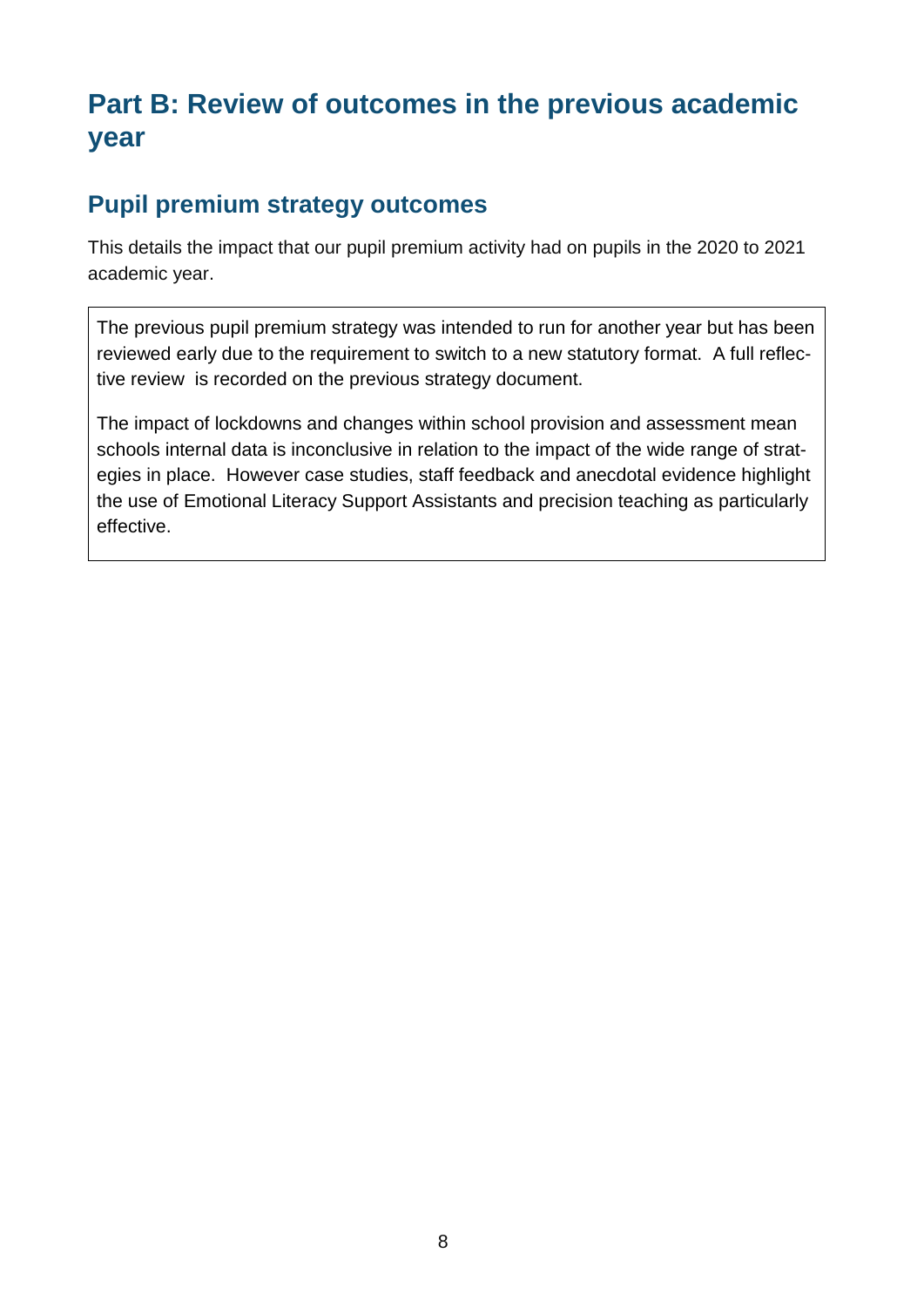# Part B: Review of outcomes in the previous academic year

## Pupil premium strategy outcomes

This details the impact that our pupil premium activity had on pupils in the 2020 to 2021 academic year.

| The previous pupil premium strategy was intended to run for another year but has been reviewed early due to the requirement to switch to a new statutory format. A full reflective review is recorded on the previous strategy document.<br><br>The impact of lockdowns and changes within school provision and assessment mean schools internal data is inconclusive in relation to the impact of the wide range of strategies in place. However case studies, staff feedback and anecdotal evidence highlight the use of Emotional Literacy Support Assistants and precision teaching as particularly effective. |
|---|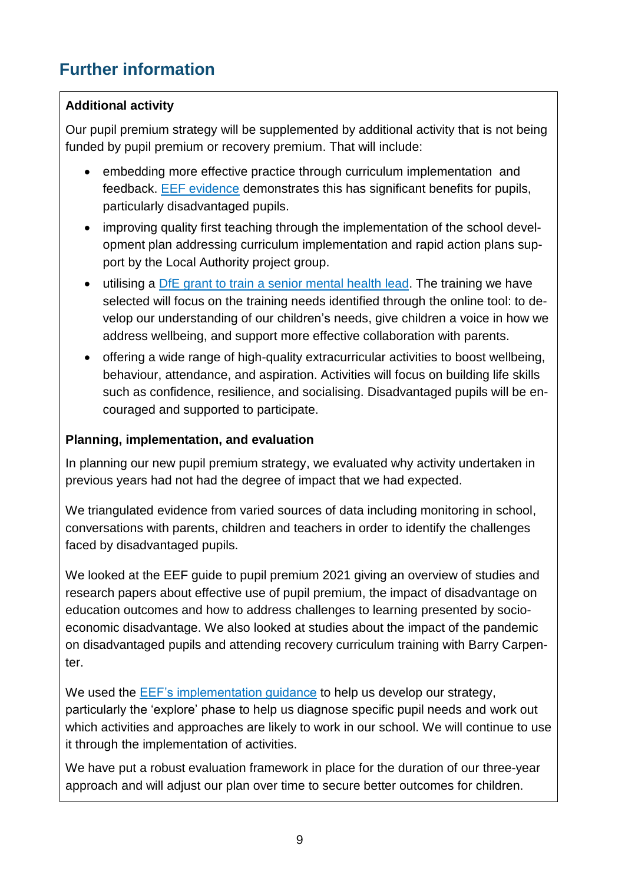## Further information

**Additional activity**

Our pupil premium strategy will be supplemented by additional activity that is not being funded by pupil premium or recovery premium. That will include:

- embedding more effective practice through curriculum implementation  and feedback. EEF evidence demonstrates this has significant benefits for pupils, particularly disadvantaged pupils.
- improving quality first teaching through the implementation of the school development plan addressing curriculum implementation and rapid action plans support by the Local Authority project group.
- utilising a DfE grant to train a senior mental health lead. The training we have selected will focus on the training needs identified through the online tool: to develop our understanding of our children's needs, give children a voice in how we address wellbeing, and support more effective collaboration with parents.
- offering a wide range of high-quality extracurricular activities to boost wellbeing, behaviour, attendance, and aspiration. Activities will focus on building life skills such as confidence, resilience, and socialising. Disadvantaged pupils will be encouraged and supported to participate.

**Planning, implementation, and evaluation**

In planning our new pupil premium strategy, we evaluated why activity undertaken in previous years had not had the degree of impact that we had expected.

We triangulated evidence from varied sources of data including monitoring in school, conversations with parents, children and teachers in order to identify the challenges faced by disadvantaged pupils.

We looked at the EEF guide to pupil premium 2021 giving an overview of studies and research papers about effective use of pupil premium, the impact of disadvantage on education outcomes and how to address challenges to learning presented by socio-economic disadvantage. We also looked at studies about the impact of the pandemic on disadvantaged pupils and attending recovery curriculum training with Barry Carpenter.

We used the EEF's implementation guidance to help us develop our strategy, particularly the 'explore' phase to help us diagnose specific pupil needs and work out which activities and approaches are likely to work in our school. We will continue to use it through the implementation of activities.

We have put a robust evaluation framework in place for the duration of our three-year approach and will adjust our plan over time to secure better outcomes for children.